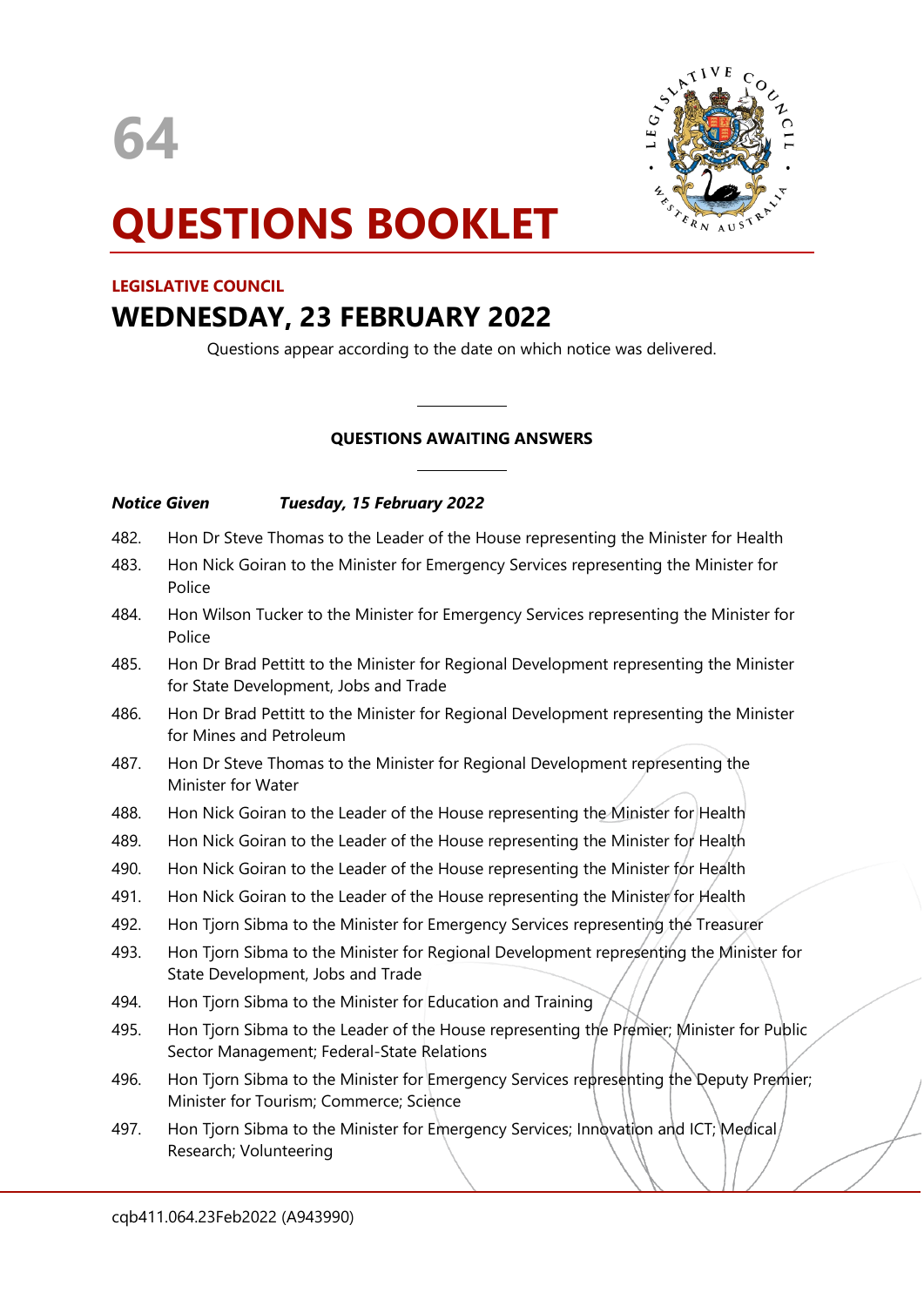64

# QUESTIONS BOOKLET

**LEGISLATIVE COUNCIL**

## WEDNESDAY, 23 FEBRUARY 2022

Questions appear according to the date on which notice was delivered.

---

**QUESTIONS AWAITING ANSWERS**

---

***Notice Given*** ***Tuesday, 15 February 2022***

482. Hon Dr Steve Thomas to the Leader of the House representing the Minister for Health
483. Hon Nick Goiran to the Minister for Emergency Services representing the Minister for Police
484. Hon Wilson Tucker to the Minister for Emergency Services representing the Minister for Police
485. Hon Dr Brad Pettitt to the Minister for Regional Development representing the Minister for State Development, Jobs and Trade
486. Hon Dr Brad Pettitt to the Minister for Regional Development representing the Minister for Mines and Petroleum
487. Hon Dr Steve Thomas to the Minister for Regional Development representing the Minister for Water
488. Hon Nick Goiran to the Leader of the House representing the Minister for Health
489. Hon Nick Goiran to the Leader of the House representing the Minister for Health
490. Hon Nick Goiran to the Leader of the House representing the Minister for Health
491. Hon Nick Goiran to the Leader of the House representing the Minister for Health
492. Hon Tjorn Sibma to the Minister for Emergency Services representing the Treasurer
493. Hon Tjorn Sibma to the Minister for Regional Development representing the Minister for State Development, Jobs and Trade
494. Hon Tjorn Sibma to the Minister for Education and Training
495. Hon Tjorn Sibma to the Leader of the House representing the Premier; Minister for Public Sector Management; Federal-State Relations
496. Hon Tjorn Sibma to the Minister for Emergency Services representing the Deputy Premier; Minister for Tourism; Commerce; Science
497. Hon Tjorn Sibma to the Minister for Emergency Services; Innovation and ICT; Medical Research; Volunteering

cqb411.064.23Feb2022 (A943990)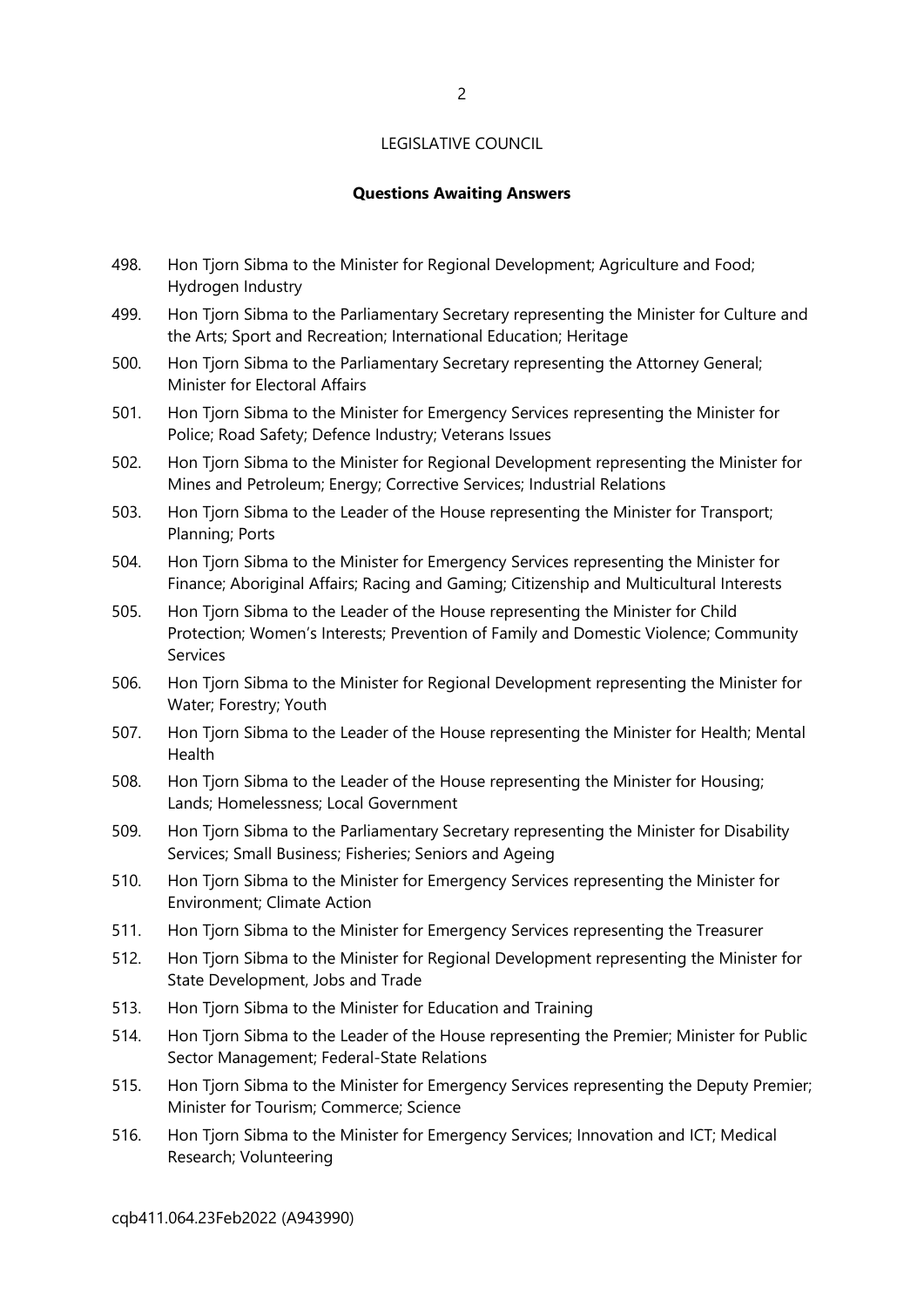LEGISLATIVE COUNCIL

**Questions Awaiting Answers**

498. Hon Tjorn Sibma to the Minister for Regional Development; Agriculture and Food; Hydrogen Industry

499. Hon Tjorn Sibma to the Parliamentary Secretary representing the Minister for Culture and the Arts; Sport and Recreation; International Education; Heritage

500. Hon Tjorn Sibma to the Parliamentary Secretary representing the Attorney General; Minister for Electoral Affairs

501. Hon Tjorn Sibma to the Minister for Emergency Services representing the Minister for Police; Road Safety; Defence Industry; Veterans Issues

502. Hon Tjorn Sibma to the Minister for Regional Development representing the Minister for Mines and Petroleum; Energy; Corrective Services; Industrial Relations

503. Hon Tjorn Sibma to the Leader of the House representing the Minister for Transport; Planning; Ports

504. Hon Tjorn Sibma to the Minister for Emergency Services representing the Minister for Finance; Aboriginal Affairs; Racing and Gaming; Citizenship and Multicultural Interests

505. Hon Tjorn Sibma to the Leader of the House representing the Minister for Child Protection; Women's Interests; Prevention of Family and Domestic Violence; Community Services

506. Hon Tjorn Sibma to the Minister for Regional Development representing the Minister for Water; Forestry; Youth

507. Hon Tjorn Sibma to the Leader of the House representing the Minister for Health; Mental Health

508. Hon Tjorn Sibma to the Leader of the House representing the Minister for Housing; Lands; Homelessness; Local Government

509. Hon Tjorn Sibma to the Parliamentary Secretary representing the Minister for Disability Services; Small Business; Fisheries; Seniors and Ageing

510. Hon Tjorn Sibma to the Minister for Emergency Services representing the Minister for Environment; Climate Action

511. Hon Tjorn Sibma to the Minister for Emergency Services representing the Treasurer

512. Hon Tjorn Sibma to the Minister for Regional Development representing the Minister for State Development, Jobs and Trade

513. Hon Tjorn Sibma to the Minister for Education and Training

514. Hon Tjorn Sibma to the Leader of the House representing the Premier; Minister for Public Sector Management; Federal-State Relations

515. Hon Tjorn Sibma to the Minister for Emergency Services representing the Deputy Premier; Minister for Tourism; Commerce; Science

516. Hon Tjorn Sibma to the Minister for Emergency Services; Innovation and ICT; Medical Research; Volunteering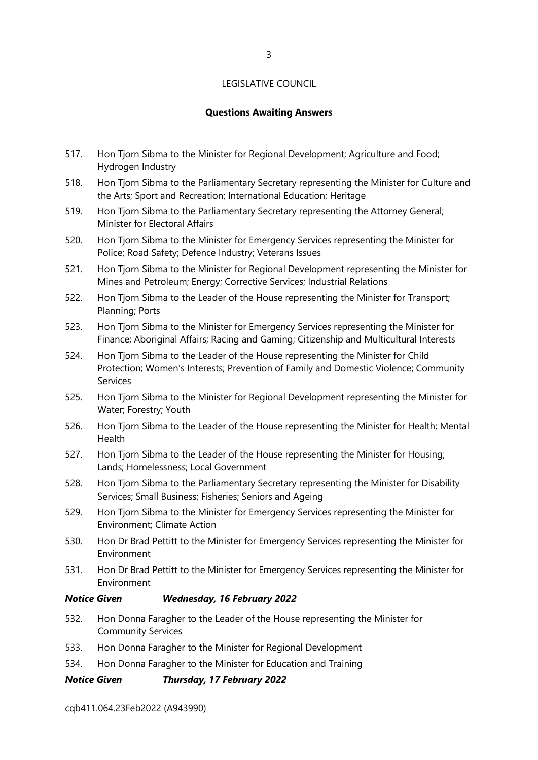LEGISLATIVE COUNCIL

**Questions Awaiting Answers**

517. Hon Tjorn Sibma to the Minister for Regional Development; Agriculture and Food; Hydrogen Industry
518. Hon Tjorn Sibma to the Parliamentary Secretary representing the Minister for Culture and the Arts; Sport and Recreation; International Education; Heritage
519. Hon Tjorn Sibma to the Parliamentary Secretary representing the Attorney General; Minister for Electoral Affairs
520. Hon Tjorn Sibma to the Minister for Emergency Services representing the Minister for Police; Road Safety; Defence Industry; Veterans Issues
521. Hon Tjorn Sibma to the Minister for Regional Development representing the Minister for Mines and Petroleum; Energy; Corrective Services; Industrial Relations
522. Hon Tjorn Sibma to the Leader of the House representing the Minister for Transport; Planning; Ports
523. Hon Tjorn Sibma to the Minister for Emergency Services representing the Minister for Finance; Aboriginal Affairs; Racing and Gaming; Citizenship and Multicultural Interests
524. Hon Tjorn Sibma to the Leader of the House representing the Minister for Child Protection; Women's Interests; Prevention of Family and Domestic Violence; Community Services
525. Hon Tjorn Sibma to the Minister for Regional Development representing the Minister for Water; Forestry; Youth
526. Hon Tjorn Sibma to the Leader of the House representing the Minister for Health; Mental Health
527. Hon Tjorn Sibma to the Leader of the House representing the Minister for Housing; Lands; Homelessness; Local Government
528. Hon Tjorn Sibma to the Parliamentary Secretary representing the Minister for Disability Services; Small Business; Fisheries; Seniors and Ageing
529. Hon Tjorn Sibma to the Minister for Emergency Services representing the Minister for Environment; Climate Action
530. Hon Dr Brad Pettitt to the Minister for Emergency Services representing the Minister for Environment
531. Hon Dr Brad Pettitt to the Minister for Emergency Services representing the Minister for Environment

***Notice Given Wednesday, 16 February 2022***

532. Hon Donna Faragher to the Leader of the House representing the Minister for Community Services
533. Hon Donna Faragher to the Minister for Regional Development
534. Hon Donna Faragher to the Minister for Education and Training

***Notice Given Thursday, 17 February 2022***

cqb411.064.23Feb2022 (A943990)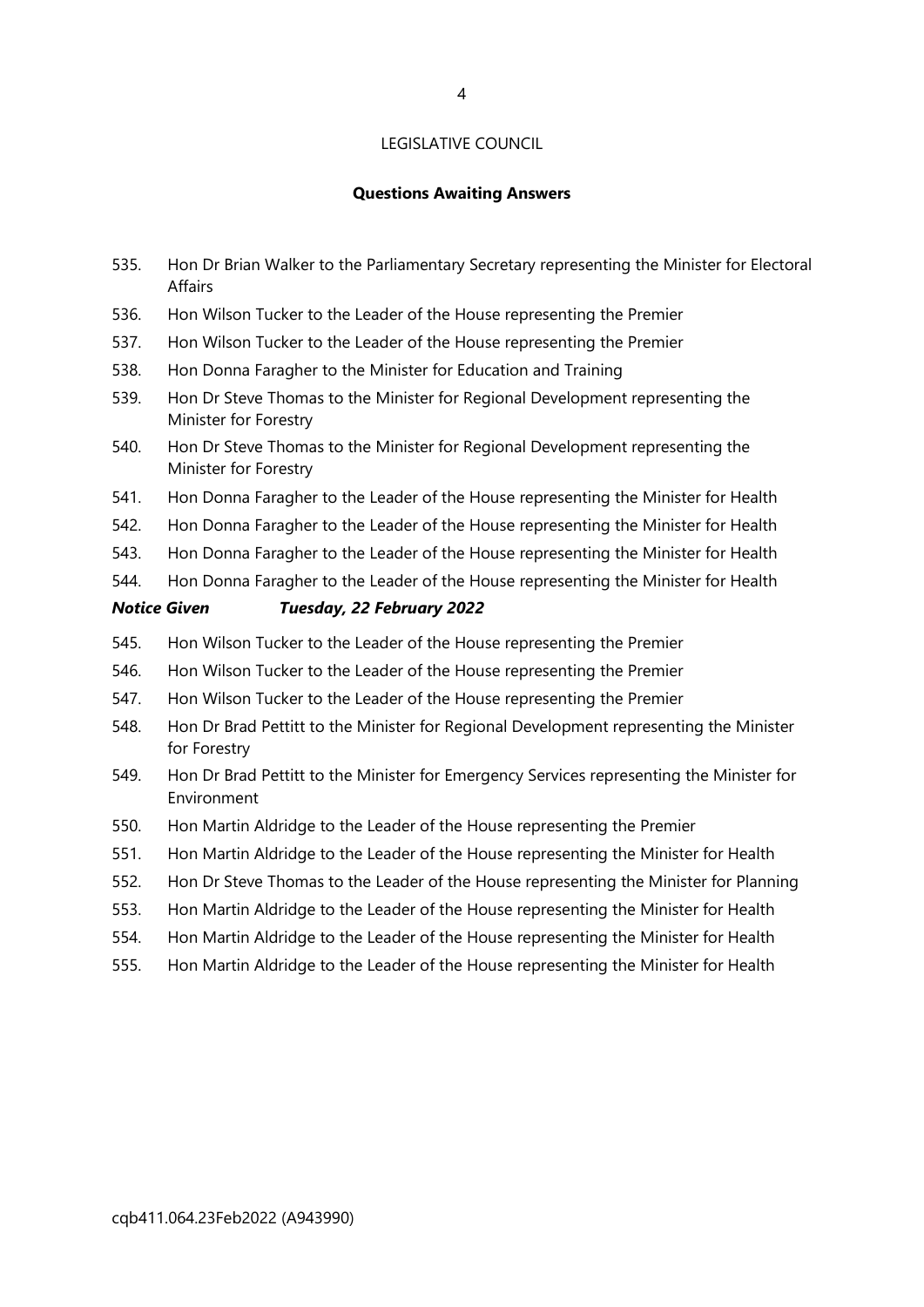LEGISLATIVE COUNCIL

**Questions Awaiting Answers**

535. Hon Dr Brian Walker to the Parliamentary Secretary representing the Minister for Electoral Affairs
536. Hon Wilson Tucker to the Leader of the House representing the Premier
537. Hon Wilson Tucker to the Leader of the House representing the Premier
538. Hon Donna Faragher to the Minister for Education and Training
539. Hon Dr Steve Thomas to the Minister for Regional Development representing the Minister for Forestry
540. Hon Dr Steve Thomas to the Minister for Regional Development representing the Minister for Forestry
541. Hon Donna Faragher to the Leader of the House representing the Minister for Health
542. Hon Donna Faragher to the Leader of the House representing the Minister for Health
543. Hon Donna Faragher to the Leader of the House representing the Minister for Health
544. Hon Donna Faragher to the Leader of the House representing the Minister for Health

***Notice Given Tuesday, 22 February 2022***

545. Hon Wilson Tucker to the Leader of the House representing the Premier
546. Hon Wilson Tucker to the Leader of the House representing the Premier
547. Hon Wilson Tucker to the Leader of the House representing the Premier
548. Hon Dr Brad Pettitt to the Minister for Regional Development representing the Minister for Forestry
549. Hon Dr Brad Pettitt to the Minister for Emergency Services representing the Minister for Environment
550. Hon Martin Aldridge to the Leader of the House representing the Premier
551. Hon Martin Aldridge to the Leader of the House representing the Minister for Health
552. Hon Dr Steve Thomas to the Leader of the House representing the Minister for Planning
553. Hon Martin Aldridge to the Leader of the House representing the Minister for Health
554. Hon Martin Aldridge to the Leader of the House representing the Minister for Health
555. Hon Martin Aldridge to the Leader of the House representing the Minister for Health

cqb411.064.23Feb2022 (A943990)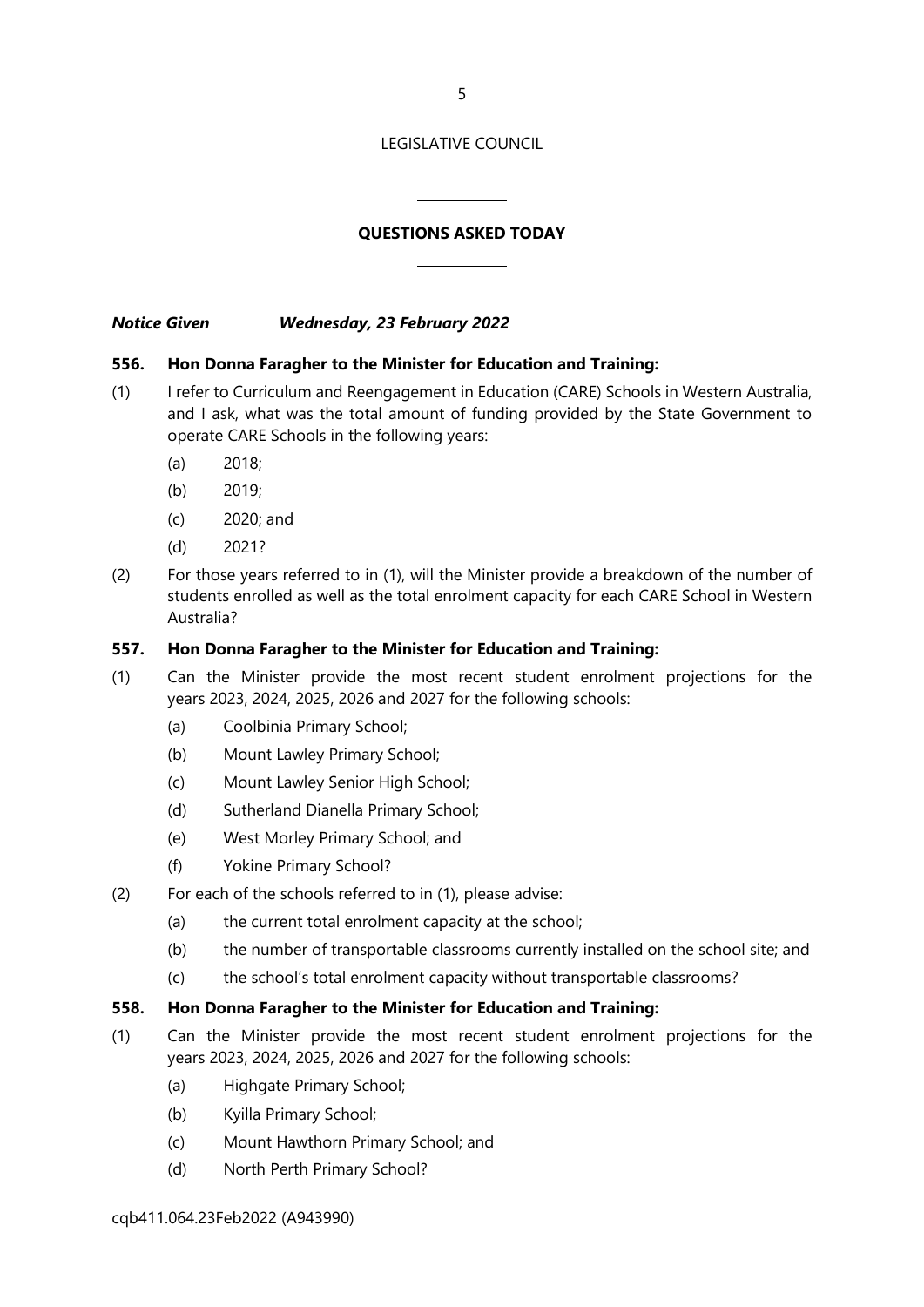LEGISLATIVE COUNCIL

## QUESTIONS ASKED TODAY

***Notice Given Wednesday, 23 February 2022***

**556. Hon Donna Faragher to the Minister for Education and Training:**

(1) I refer to Curriculum and Reengagement in Education (CARE) Schools in Western Australia, and I ask, what was the total amount of funding provided by the State Government to operate CARE Schools in the following years:

- (a) 2018;
- (b) 2019;
- (c) 2020; and
- (d) 2021?

(2) For those years referred to in (1), will the Minister provide a breakdown of the number of students enrolled as well as the total enrolment capacity for each CARE School in Western Australia?

**557. Hon Donna Faragher to the Minister for Education and Training:**

(1) Can the Minister provide the most recent student enrolment projections for the years 2023, 2024, 2025, 2026 and 2027 for the following schools:

- (a) Coolbinia Primary School;
- (b) Mount Lawley Primary School;
- (c) Mount Lawley Senior High School;
- (d) Sutherland Dianella Primary School;
- (e) West Morley Primary School; and
- (f) Yokine Primary School?

(2) For each of the schools referred to in (1), please advise:

- (a) the current total enrolment capacity at the school;
- (b) the number of transportable classrooms currently installed on the school site; and
- (c) the school's total enrolment capacity without transportable classrooms?

**558. Hon Donna Faragher to the Minister for Education and Training:**

(1) Can the Minister provide the most recent student enrolment projections for the years 2023, 2024, 2025, 2026 and 2027 for the following schools:

- (a) Highgate Primary School;
- (b) Kyilla Primary School;
- (c) Mount Hawthorn Primary School; and
- (d) North Perth Primary School?

cqb411.064.23Feb2022 (A943990)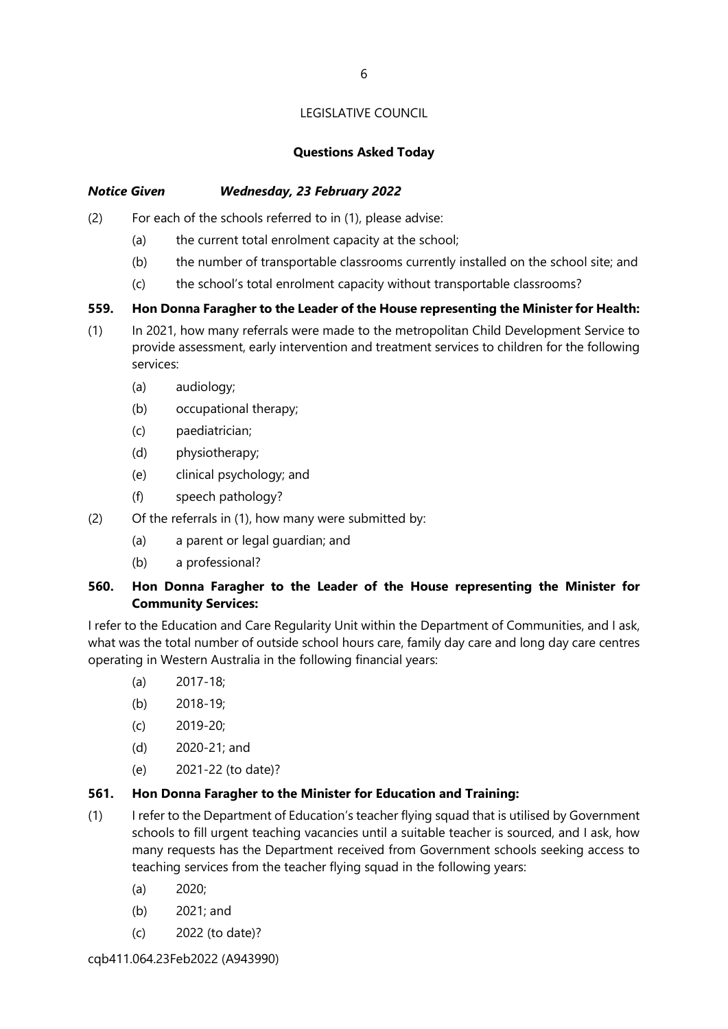LEGISLATIVE COUNCIL

**Questions Asked Today**

***Notice Given Wednesday, 23 February 2022***

(2) For each of the schools referred to in (1), please advise:

(a) the current total enrolment capacity at the school;

(b) the number of transportable classrooms currently installed on the school site; and

(c) the school's total enrolment capacity without transportable classrooms?

**559. Hon Donna Faragher to the Leader of the House representing the Minister for Health:**

(1) In 2021, how many referrals were made to the metropolitan Child Development Service to provide assessment, early intervention and treatment services to children for the following services:

(a) audiology;

(b) occupational therapy;

(c) paediatrician;

(d) physiotherapy;

(e) clinical psychology; and

(f) speech pathology?

(2) Of the referrals in (1), how many were submitted by:

(a) a parent or legal guardian; and

(b) a professional?

**560. Hon Donna Faragher to the Leader of the House representing the Minister for Community Services:**

I refer to the Education and Care Regularity Unit within the Department of Communities, and I ask, what was the total number of outside school hours care, family day care and long day care centres operating in Western Australia in the following financial years:

(a) 2017-18;

(b) 2018-19;

(c) 2019-20;

(d) 2020-21; and

(e) 2021-22 (to date)?

**561. Hon Donna Faragher to the Minister for Education and Training:**

(1) I refer to the Department of Education's teacher flying squad that is utilised by Government schools to fill urgent teaching vacancies until a suitable teacher is sourced, and I ask, how many requests has the Department received from Government schools seeking access to teaching services from the teacher flying squad in the following years:

(a) 2020;

(b) 2021; and

(c) 2022 (to date)?

cqb411.064.23Feb2022 (A943990)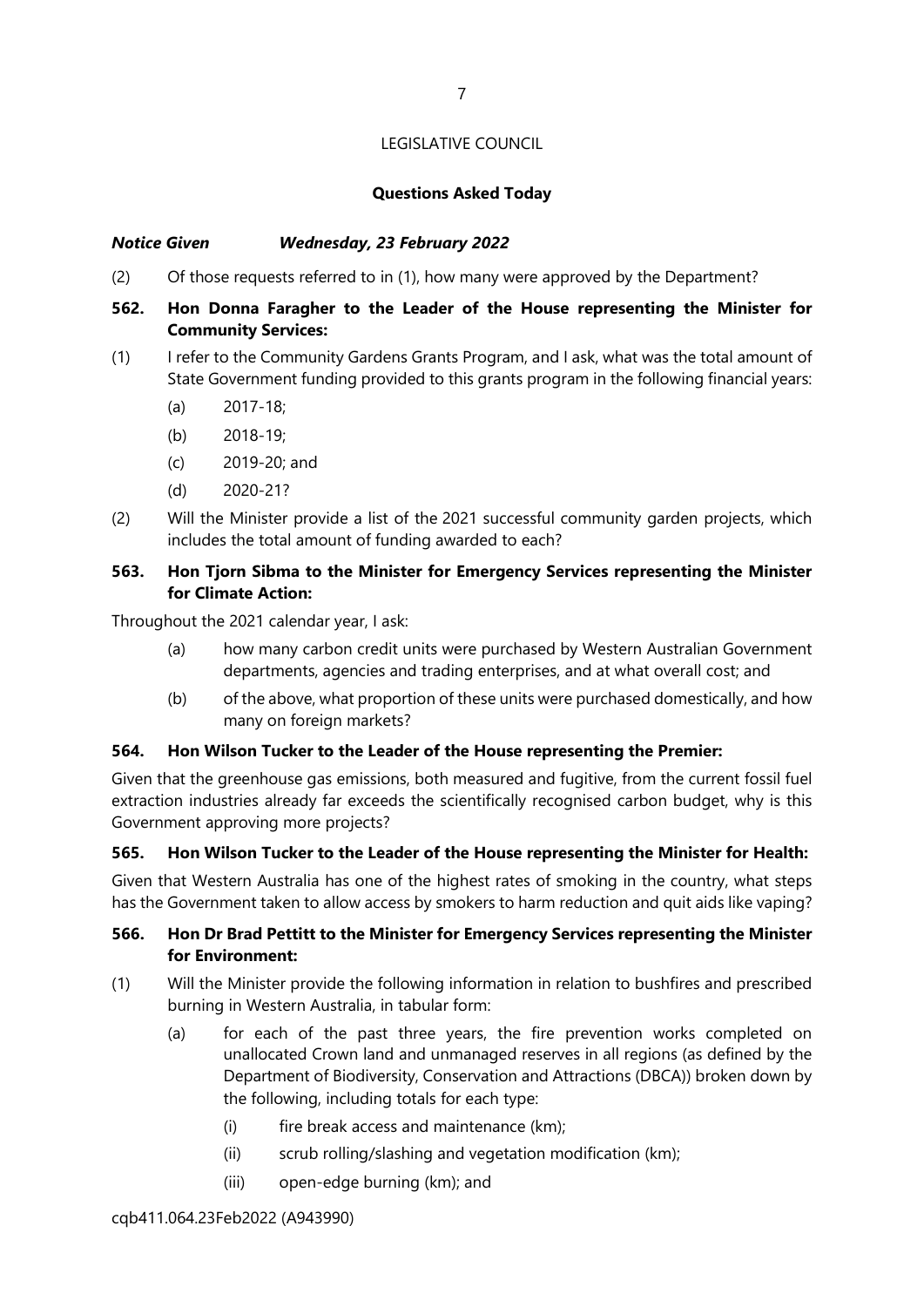LEGISLATIVE COUNCIL

**Questions Asked Today**

***Notice Given Wednesday, 23 February 2022***

(2) Of those requests referred to in (1), how many were approved by the Department?

**562. Hon Donna Faragher to the Leader of the House representing the Minister for Community Services:**

(1) I refer to the Community Gardens Grants Program, and I ask, what was the total amount of State Government funding provided to this grants program in the following financial years:

  (a) 2017-18;

  (b) 2018-19;

  (c) 2019-20; and

  (d) 2020-21?

(2) Will the Minister provide a list of the 2021 successful community garden projects, which includes the total amount of funding awarded to each?

**563. Hon Tjorn Sibma to the Minister for Emergency Services representing the Minister for Climate Action:**

Throughout the 2021 calendar year, I ask:

  (a) how many carbon credit units were purchased by Western Australian Government departments, agencies and trading enterprises, and at what overall cost; and

  (b) of the above, what proportion of these units were purchased domestically, and how many on foreign markets?

**564. Hon Wilson Tucker to the Leader of the House representing the Premier:**

Given that the greenhouse gas emissions, both measured and fugitive, from the current fossil fuel extraction industries already far exceeds the scientifically recognised carbon budget, why is this Government approving more projects?

**565. Hon Wilson Tucker to the Leader of the House representing the Minister for Health:**

Given that Western Australia has one of the highest rates of smoking in the country, what steps has the Government taken to allow access by smokers to harm reduction and quit aids like vaping?

**566. Hon Dr Brad Pettitt to the Minister for Emergency Services representing the Minister for Environment:**

(1) Will the Minister provide the following information in relation to bushfires and prescribed burning in Western Australia, in tabular form:

  (a) for each of the past three years, the fire prevention works completed on unallocated Crown land and unmanaged reserves in all regions (as defined by the Department of Biodiversity, Conservation and Attractions (DBCA)) broken down by the following, including totals for each type:

    (i) fire break access and maintenance (km);

    (ii) scrub rolling/slashing and vegetation modification (km);

    (iii) open-edge burning (km); and

cqb411.064.23Feb2022 (A943990)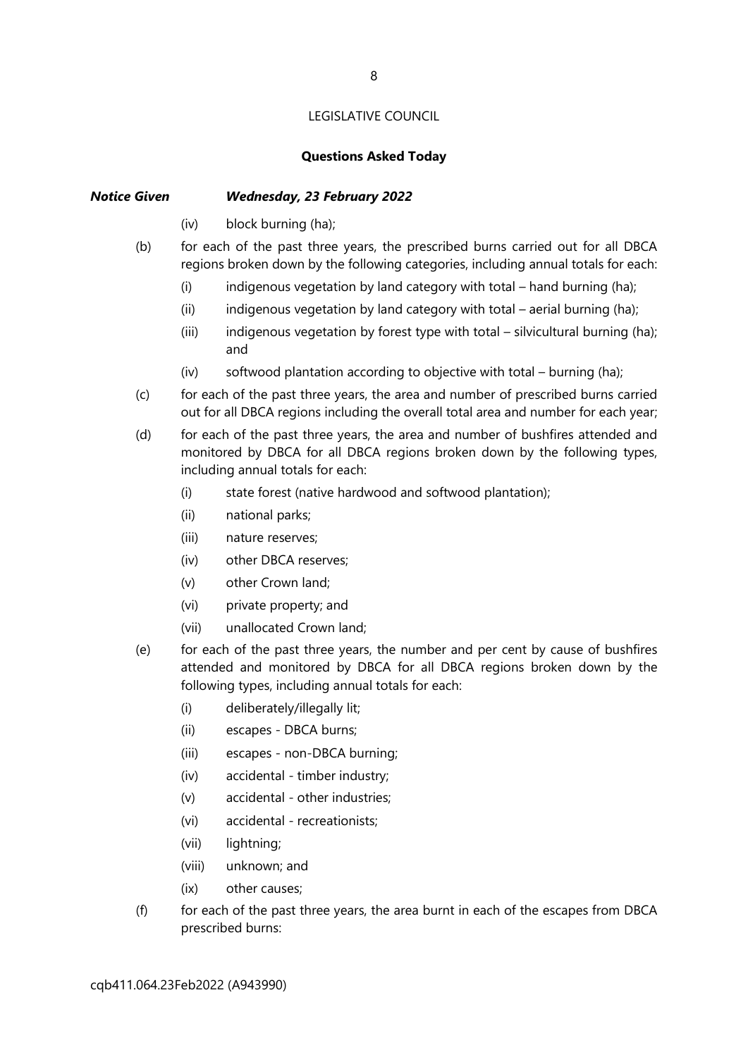LEGISLATIVE COUNCIL

**Questions Asked Today**

***Notice Given Wednesday, 23 February 2022***

- (iv) block burning (ha);

(b) for each of the past three years, the prescribed burns carried out for all DBCA regions broken down by the following categories, including annual totals for each:

- (i) indigenous vegetation by land category with total – hand burning (ha);
- (ii) indigenous vegetation by land category with total – aerial burning (ha);
- (iii) indigenous vegetation by forest type with total – silvicultural burning (ha); and
- (iv) softwood plantation according to objective with total – burning (ha);

(c) for each of the past three years, the area and number of prescribed burns carried out for all DBCA regions including the overall total area and number for each year;

(d) for each of the past three years, the area and number of bushfires attended and monitored by DBCA for all DBCA regions broken down by the following types, including annual totals for each:

- (i) state forest (native hardwood and softwood plantation);
- (ii) national parks;
- (iii) nature reserves;
- (iv) other DBCA reserves;
- (v) other Crown land;
- (vi) private property; and
- (vii) unallocated Crown land;

(e) for each of the past three years, the number and per cent by cause of bushfires attended and monitored by DBCA for all DBCA regions broken down by the following types, including annual totals for each:

- (i) deliberately/illegally lit;
- (ii) escapes - DBCA burns;
- (iii) escapes - non-DBCA burning;
- (iv) accidental - timber industry;
- (v) accidental - other industries;
- (vi) accidental - recreationists;
- (vii) lightning;
- (viii) unknown; and
- (ix) other causes;

(f) for each of the past three years, the area burnt in each of the escapes from DBCA prescribed burns:

cqb411.064.23Feb2022 (A943990)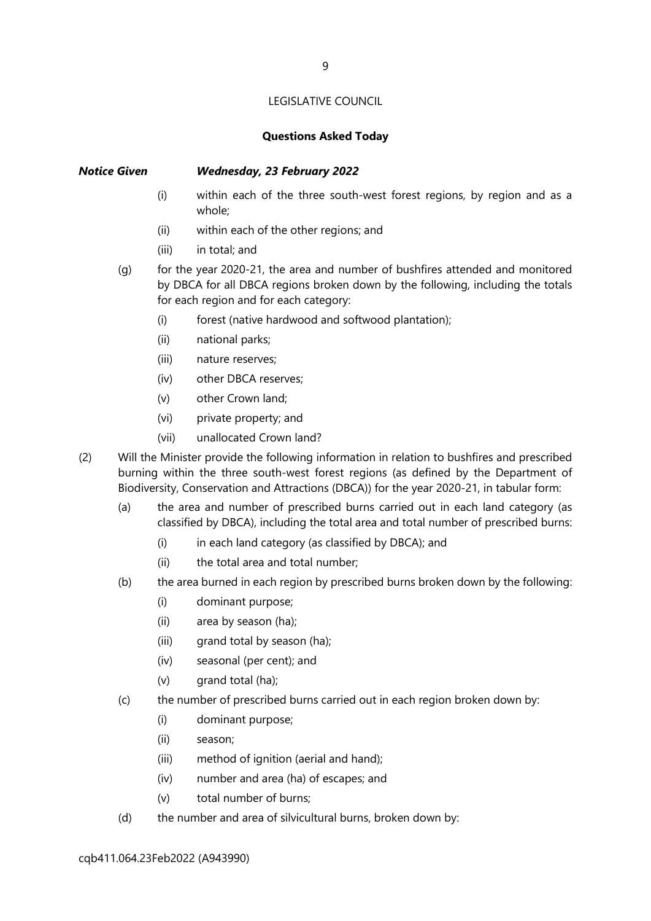LEGISLATIVE COUNCIL

**Questions Asked Today**

***Notice Given Wednesday, 23 February 2022***

(i) within each of the three south-west forest regions, by region and as a whole;

(ii) within each of the other regions; and

(iii) in total; and

(g) for the year 2020-21, the area and number of bushfires attended and monitored by DBCA for all DBCA regions broken down by the following, including the totals for each region and for each category:

(i) forest (native hardwood and softwood plantation);

(ii) national parks;

(iii) nature reserves;

(iv) other DBCA reserves;

(v) other Crown land;

(vi) private property; and

(vii) unallocated Crown land?

(2) Will the Minister provide the following information in relation to bushfires and prescribed burning within the three south-west forest regions (as defined by the Department of Biodiversity, Conservation and Attractions (DBCA)) for the year 2020-21, in tabular form:

(a) the area and number of prescribed burns carried out in each land category (as classified by DBCA), including the total area and total number of prescribed burns:

(i) in each land category (as classified by DBCA); and

(ii) the total area and total number;

(b) the area burned in each region by prescribed burns broken down by the following:

(i) dominant purpose;

(ii) area by season (ha);

(iii) grand total by season (ha);

(iv) seasonal (per cent); and

(v) grand total (ha);

(c) the number of prescribed burns carried out in each region broken down by:

(i) dominant purpose;

(ii) season;

(iii) method of ignition (aerial and hand);

(iv) number and area (ha) of escapes; and

(v) total number of burns;

(d) the number and area of silvicultural burns, broken down by:

cqb411.064.23Feb2022 (A943990)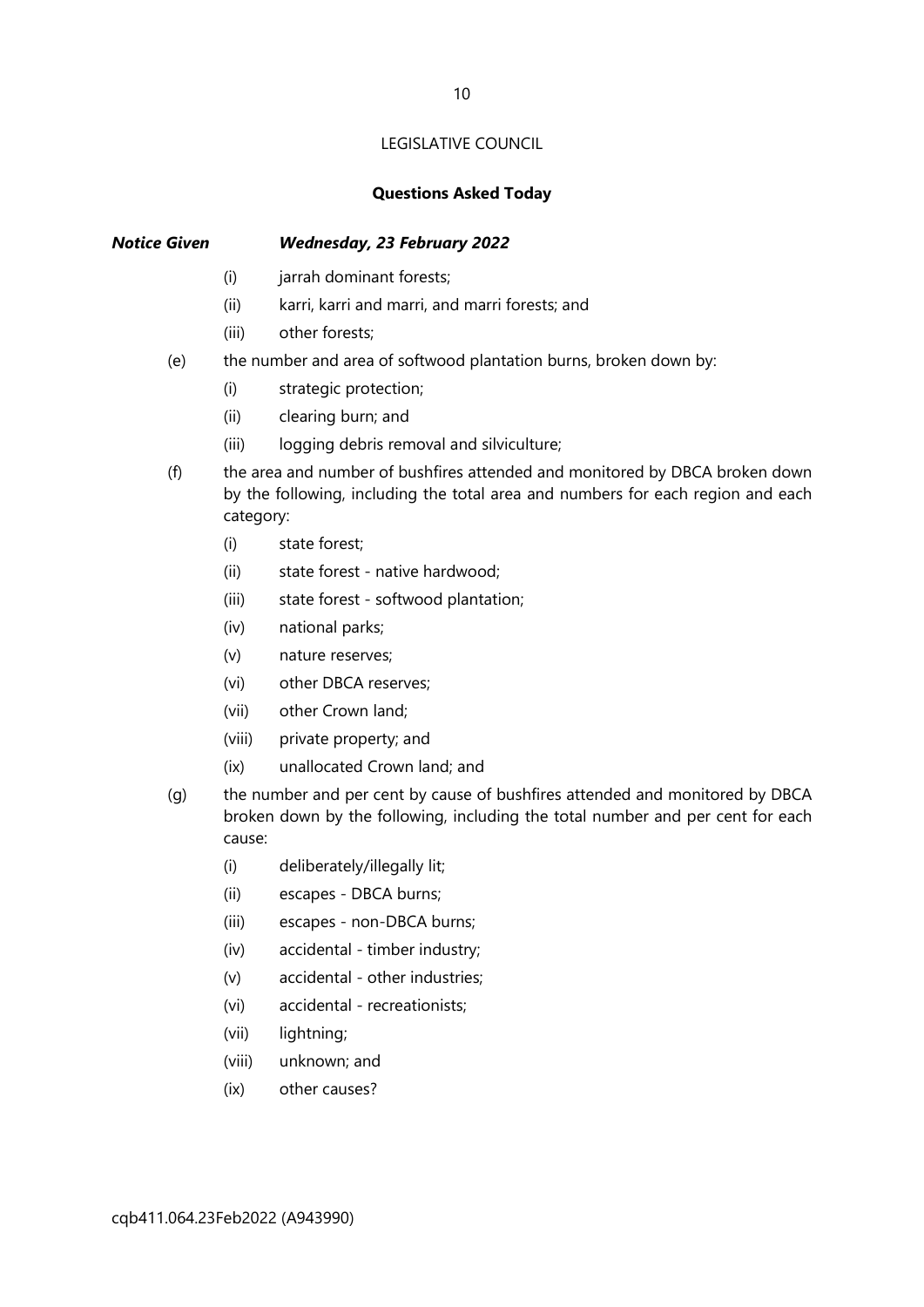LEGISLATIVE COUNCIL

**Questions Asked Today**

***Notice Given*** ***Wednesday, 23 February 2022***

- (i) jarrah dominant forests;
- (ii) karri, karri and marri, and marri forests; and
- (iii) other forests;

(e) the number and area of softwood plantation burns, broken down by:

- (i) strategic protection;
- (ii) clearing burn; and
- (iii) logging debris removal and silviculture;

(f) the area and number of bushfires attended and monitored by DBCA broken down by the following, including the total area and numbers for each region and each category:

- (i) state forest;
- (ii) state forest - native hardwood;
- (iii) state forest - softwood plantation;
- (iv) national parks;
- (v) nature reserves;
- (vi) other DBCA reserves;
- (vii) other Crown land;
- (viii) private property; and
- (ix) unallocated Crown land; and

(g) the number and per cent by cause of bushfires attended and monitored by DBCA broken down by the following, including the total number and per cent for each cause:

- (i) deliberately/illegally lit;
- (ii) escapes - DBCA burns;
- (iii) escapes - non-DBCA burns;
- (iv) accidental - timber industry;
- (v) accidental - other industries;
- (vi) accidental - recreationists;
- (vii) lightning;
- (viii) unknown; and
- (ix) other causes?

cqb411.064.23Feb2022 (A943990)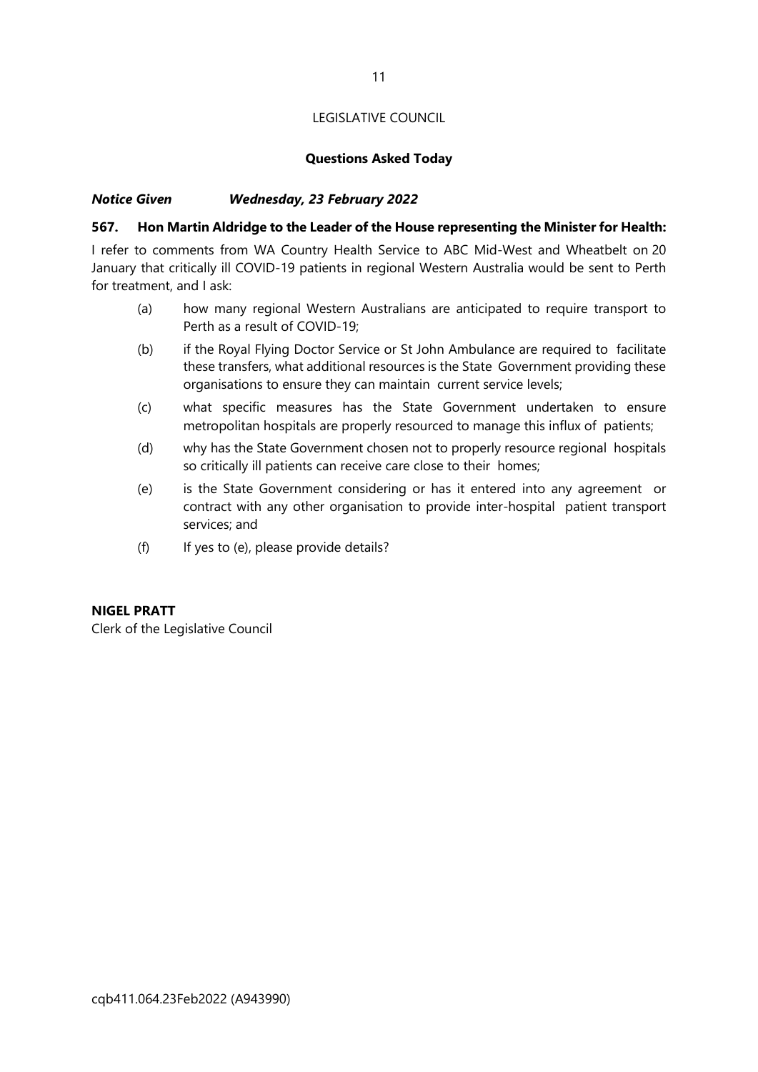LEGISLATIVE COUNCIL

**Questions Asked Today**

***Notice Given Wednesday, 23 February 2022***

**567. Hon Martin Aldridge to the Leader of the House representing the Minister for Health:**

I refer to comments from WA Country Health Service to ABC Mid-West and Wheatbelt on 20 January that critically ill COVID-19 patients in regional Western Australia would be sent to Perth for treatment, and I ask:

(a) how many regional Western Australians are anticipated to require transport to Perth as a result of COVID-19;

(b) if the Royal Flying Doctor Service or St John Ambulance are required to facilitate these transfers, what additional resources is the State Government providing these organisations to ensure they can maintain current service levels;

(c) what specific measures has the State Government undertaken to ensure metropolitan hospitals are properly resourced to manage this influx of patients;

(d) why has the State Government chosen not to properly resource regional hospitals so critically ill patients can receive care close to their homes;

(e) is the State Government considering or has it entered into any agreement or contract with any other organisation to provide inter-hospital patient transport services; and

(f) If yes to (e), please provide details?

**NIGEL PRATT**
Clerk of the Legislative Council

cqb411.064.23Feb2022 (A943990)